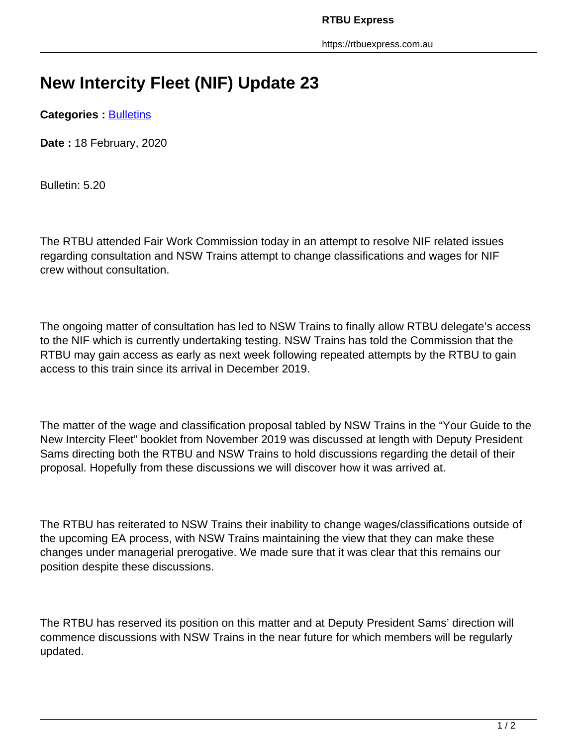# New Intercity Fleet (NIF) Update 23

**Categories :** Bulletins

**Date :** 18 February, 2020

Bulletin: 5.20

The RTBU attended Fair Work Commission today in an attempt to resolve NIF related issues regarding consultation and NSW Trains attempt to change classifications and wages for NIF crew without consultation.

The ongoing matter of consultation has led to NSW Trains to finally allow RTBU delegate's access to the NIF which is currently undertaking testing. NSW Trains has told the Commission that the RTBU may gain access as early as next week following repeated attempts by the RTBU to gain access to this train since its arrival in December 2019.

The matter of the wage and classification proposal tabled by NSW Trains in the "Your Guide to the New Intercity Fleet" booklet from November 2019 was discussed at length with Deputy President Sams directing both the RTBU and NSW Trains to hold discussions regarding the detail of their proposal. Hopefully from these discussions we will discover how it was arrived at.

The RTBU has reiterated to NSW Trains their inability to change wages/classifications outside of the upcoming EA process, with NSW Trains maintaining the view that they can make these changes under managerial prerogative. We made sure that it was clear that this remains our position despite these discussions.

The RTBU has reserved its position on this matter and at Deputy President Sams' direction will commence discussions with NSW Trains in the near future for which members will be regularly updated.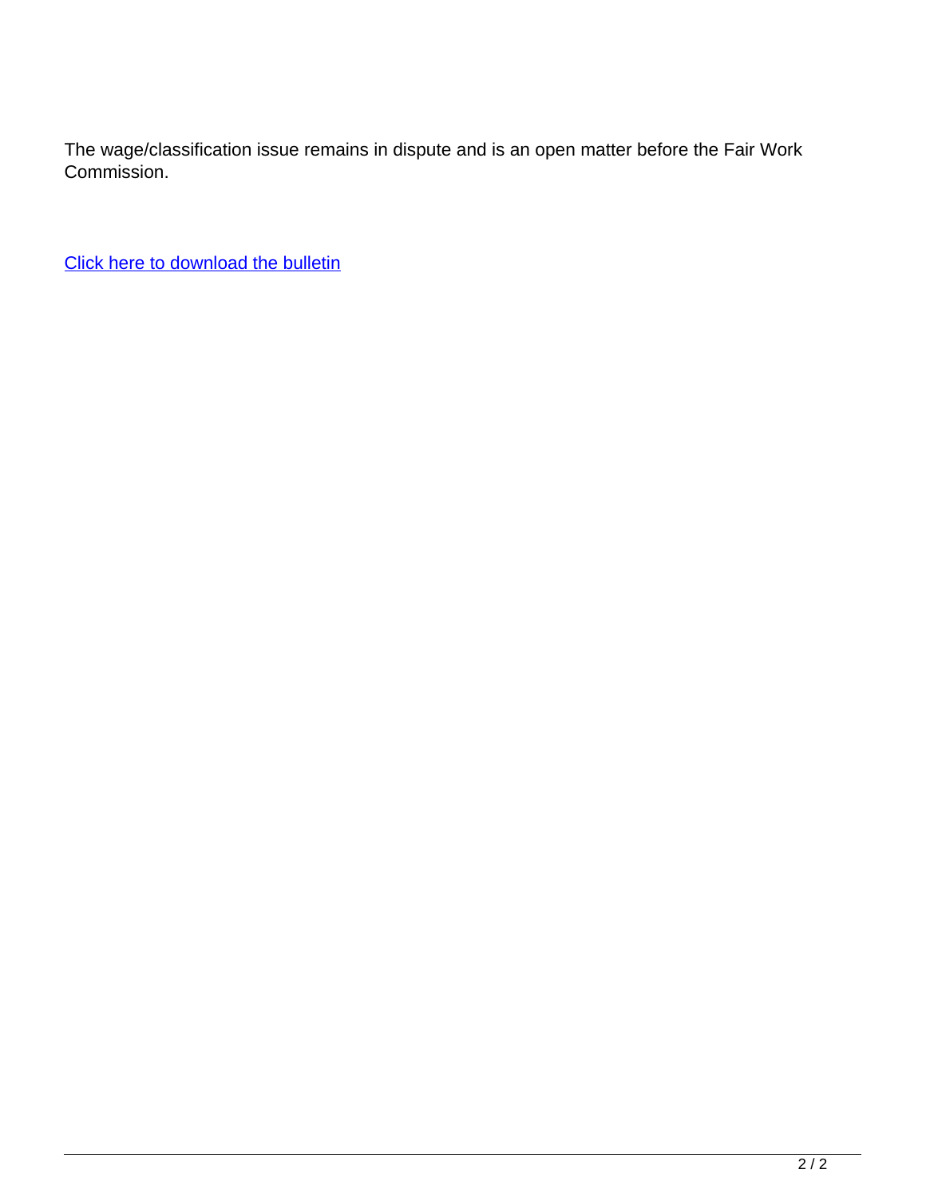The wage/classification issue remains in dispute and is an open matter before the Fair Work Commission.

Click here to download the bulletin